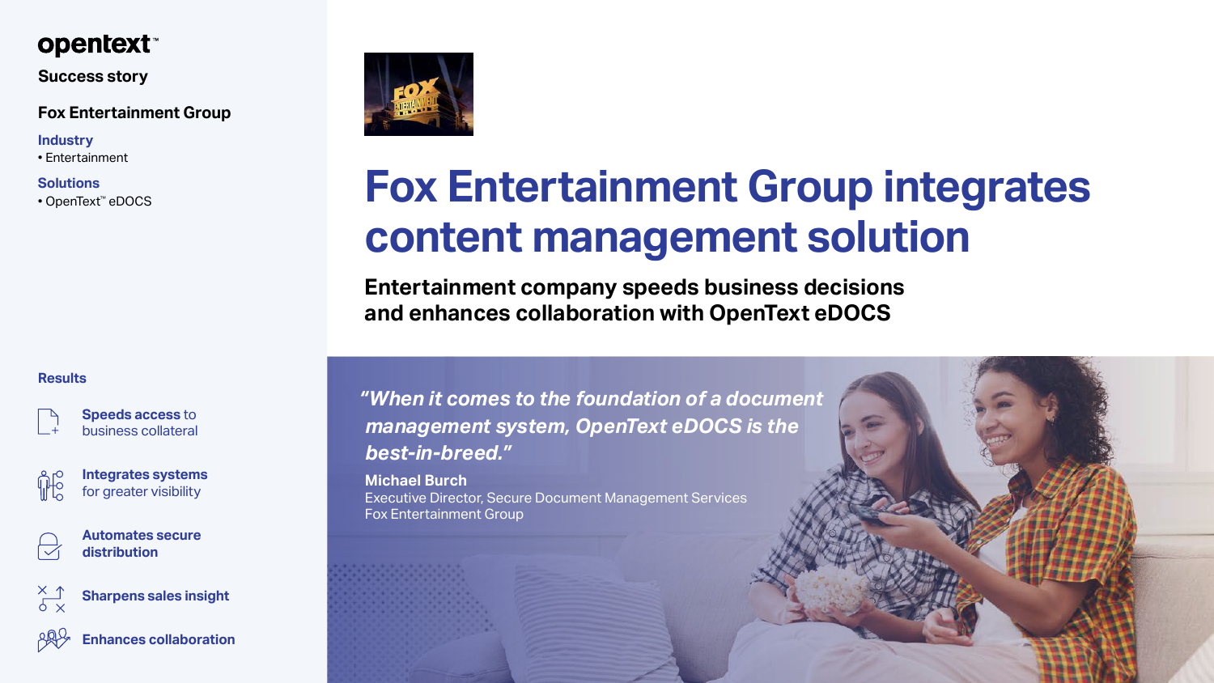opentext™

**Success story**

**Fox Entertainment Group**

**Industry**
- Entertainment

**Solutions**
- OpenText™ eDOCS

# Fox Entertainment Group integrates content management solution

## Entertainment company speeds business decisions and enhances collaboration with OpenText eDOCS

*"When it comes to the foundation of a document management system, OpenText eDOCS is the best-in-breed."*

**Michael Burch**
Executive Director, Secure Document Management Services
Fox Entertainment Group

**Results**

- **Speeds access** to business collateral
- **Integrates systems** for greater visibility
- **Automates secure distribution**
- **Sharpens sales insight**
- **Enhances collaboration**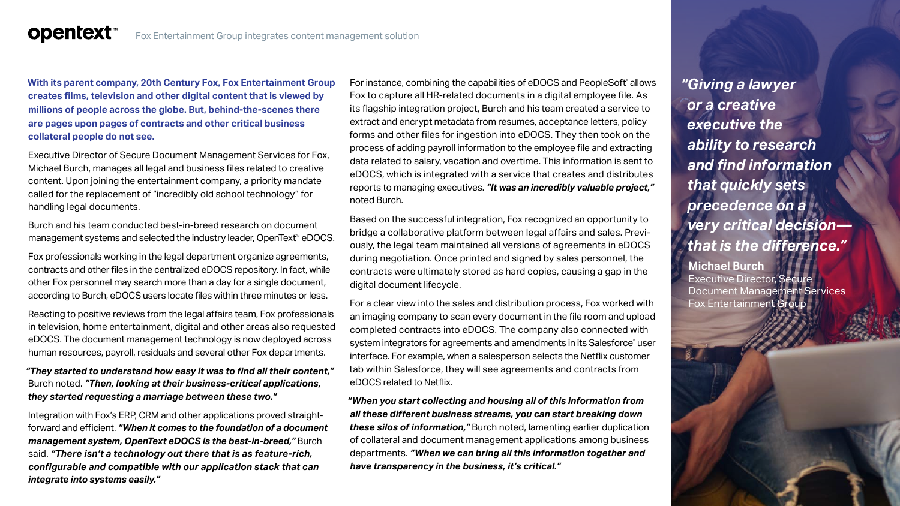**With its parent company, 20th Century Fox, Fox Entertainment Group creates films, television and other digital content that is viewed by millions of people across the globe. But, behind-the-scenes there are pages upon pages of contracts and other critical business collateral people do not see.**

Executive Director of Secure Document Management Services for Fox, Michael Burch, manages all legal and business files related to creative content. Upon joining the entertainment company, a priority mandate called for the replacement of "incredibly old school technology" for handling legal documents.

Burch and his team conducted best-in-breed research on document management systems and selected the industry leader, OpenText™ eDOCS.

Fox professionals working in the legal department organize agreements, contracts and other files in the centralized eDOCS repository. In fact, while other Fox personnel may search more than a day for a single document, according to Burch, eDOCS users locate files within three minutes or less.

Reacting to positive reviews from the legal affairs team, Fox professionals in television, home entertainment, digital and other areas also requested eDOCS. The document management technology is now deployed across human resources, payroll, residuals and several other Fox departments.

***"They started to understand how easy it was to find all their content,"*** Burch noted. ***"Then, looking at their business-critical applications, they started requesting a marriage between these two."***

Integration with Fox's ERP, CRM and other applications proved straightforward and efficient. ***"When it comes to the foundation of a document management system, OpenText eDOCS is the best-in-breed,"*** Burch said. ***"There isn't a technology out there that is as feature-rich, configurable and compatible with our application stack that can integrate into systems easily."***

For instance, combining the capabilities of eDOCS and PeopleSoft® allows Fox to capture all HR-related documents in a digital employee file. As its flagship integration project, Burch and his team created a service to extract and encrypt metadata from resumes, acceptance letters, policy forms and other files for ingestion into eDOCS. They then took on the process of adding payroll information to the employee file and extracting data related to salary, vacation and overtime. This information is sent to eDOCS, which is integrated with a service that creates and distributes reports to managing executives. ***"It was an incredibly valuable project,"*** noted Burch.

Based on the successful integration, Fox recognized an opportunity to bridge a collaborative platform between legal affairs and sales. Previously, the legal team maintained all versions of agreements in eDOCS during negotiation. Once printed and signed by sales personnel, the contracts were ultimately stored as hard copies, causing a gap in the digital document lifecycle.

For a clear view into the sales and distribution process, Fox worked with an imaging company to scan every document in the file room and upload completed contracts into eDOCS. The company also connected with system integrators for agreements and amendments in its Salesforce® user interface. For example, when a salesperson selects the Netflix customer tab within Salesforce, they will see agreements and contracts from eDOCS related to Netflix.

***"When you start collecting and housing all of this information from all these different business streams, you can start breaking down these silos of information,"*** Burch noted, lamenting earlier duplication of collateral and document management applications among business departments. ***"When we can bring all this information together and have transparency in the business, it's critical."***

***"Giving a lawyer or a creative executive the ability to research and find information that quickly sets precedence on a very critical decision—that is the difference."***

**Michael Burch**
Executive Director, Secure Document Management Services
Fox Entertainment Group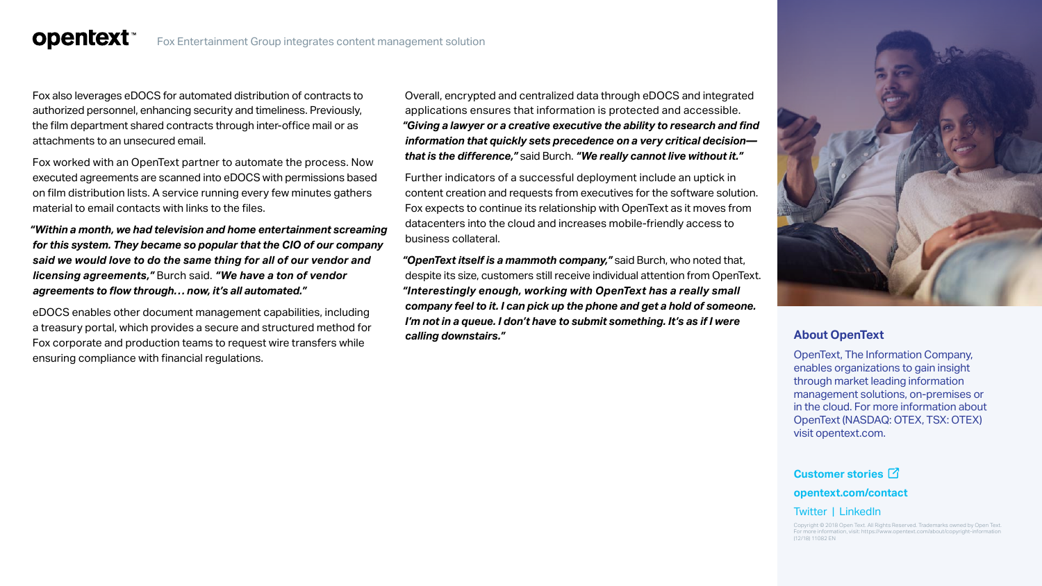Fox also leverages eDOCS for automated distribution of contracts to authorized personnel, enhancing security and timeliness. Previously, the film department shared contracts through inter-office mail or as attachments to an unsecured email.

Fox worked with an OpenText partner to automate the process. Now executed agreements are scanned into eDOCS with permissions based on film distribution lists. A service running every few minutes gathers material to email contacts with links to the files.

***"Within a month, we had television and home entertainment screaming for this system. They became so popular that the CIO of our company said we would love to do the same thing for all of our vendor and licensing agreements,"*** Burch said. ***"We have a ton of vendor agreements to flow through… now, it's all automated."***

eDOCS enables other document management capabilities, including a treasury portal, which provides a secure and structured method for Fox corporate and production teams to request wire transfers while ensuring compliance with financial regulations.

Overall, encrypted and centralized data through eDOCS and integrated applications ensures that information is protected and accessible. ***"Giving a lawyer or a creative executive the ability to research and find information that quickly sets precedence on a very critical decision—that is the difference,"*** said Burch. ***"We really cannot live without it."***

Further indicators of a successful deployment include an uptick in content creation and requests from executives for the software solution. Fox expects to continue its relationship with OpenText as it moves from datacenters into the cloud and increases mobile-friendly access to business collateral.

***"OpenText itself is a mammoth company,"*** said Burch, who noted that, despite its size, customers still receive individual attention from OpenText. ***"Interestingly enough, working with OpenText has a really small company feel to it. I can pick up the phone and get a hold of someone. I'm not in a queue. I don't have to submit something. It's as if I were calling downstairs."***

## About OpenText

OpenText, The Information Company, enables organizations to gain insight through market leading information management solutions, on-premises or in the cloud. For more information about OpenText (NASDAQ: OTEX, TSX: OTEX) visit opentext.com.

**Customer stories**

**opentext.com/contact**

Twitter | LinkedIn

Copyright © 2018 Open Text. All Rights Reserved. Trademarks owned by Open Text. For more information, visit: https://www.opentext.com/about/copyright-information (12/18) 11082 EN